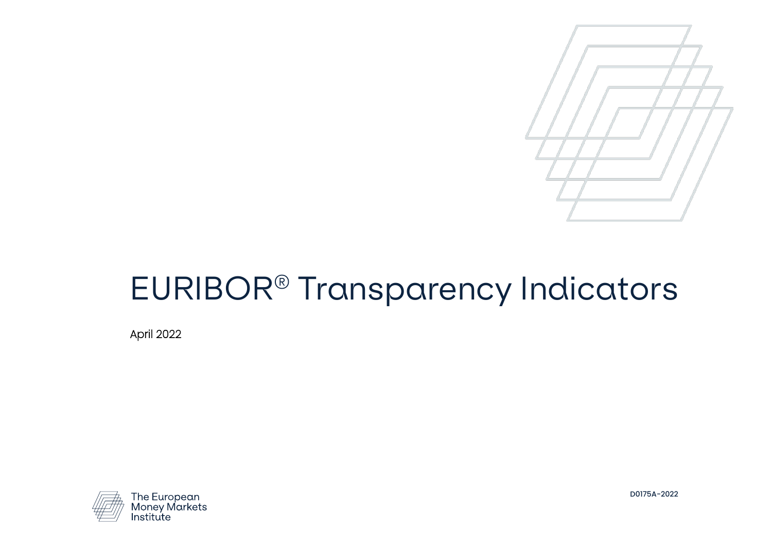# EURIBOR® Transparency Indicators

April 2022

The European Money Markets Institute

D0175A-2022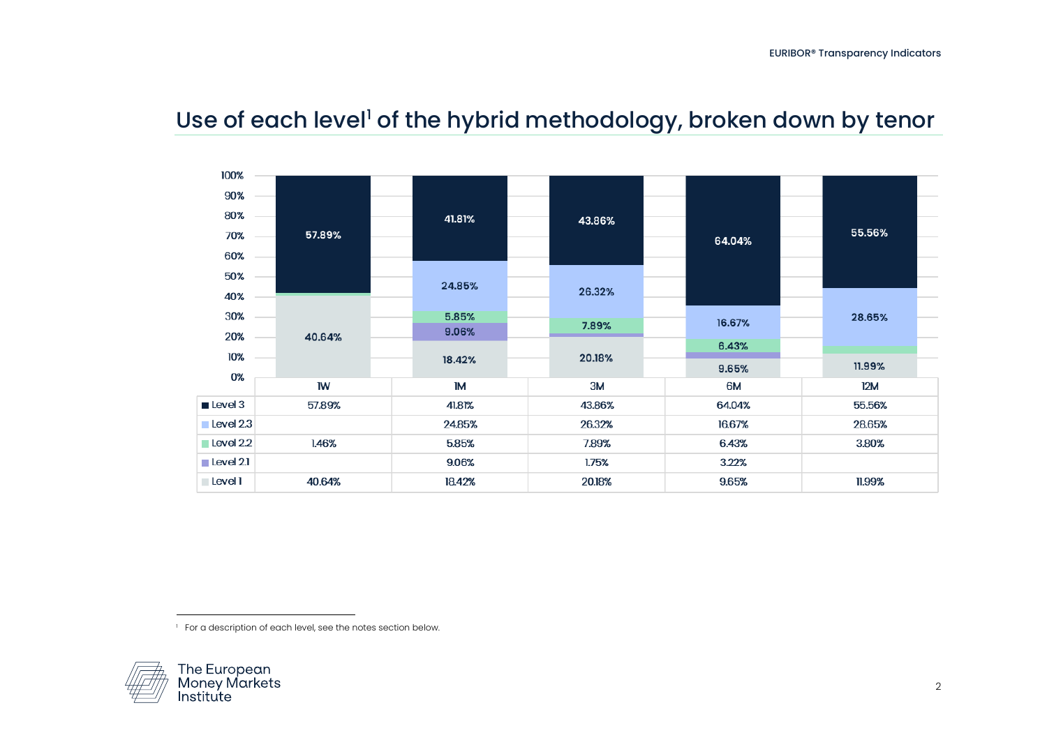## Use of each level[1] of the hybrid methodology, broken down by tenor

| | 1W | 1M | 3M | 6M | 12M |
|---|---|---|---|---|---|
| Level 3 | 57.89% | 41.81% | 43.86% | 64.04% | 55.56% |
| Level 2.3 | | 24.85% | 26.32% | 16.67% | 28.65% |
| Level 2.2 | 1.46% | 5.85% | 7.89% | 6.43% | 3.80% |
| Level 2.1 | | 9.06% | 1.75% | 3.22% | |
| Level 1 | 40.64% | 18.42% | 20.18% | 9.65% | 11.99% |

[1] For a description of each level, see the notes section below.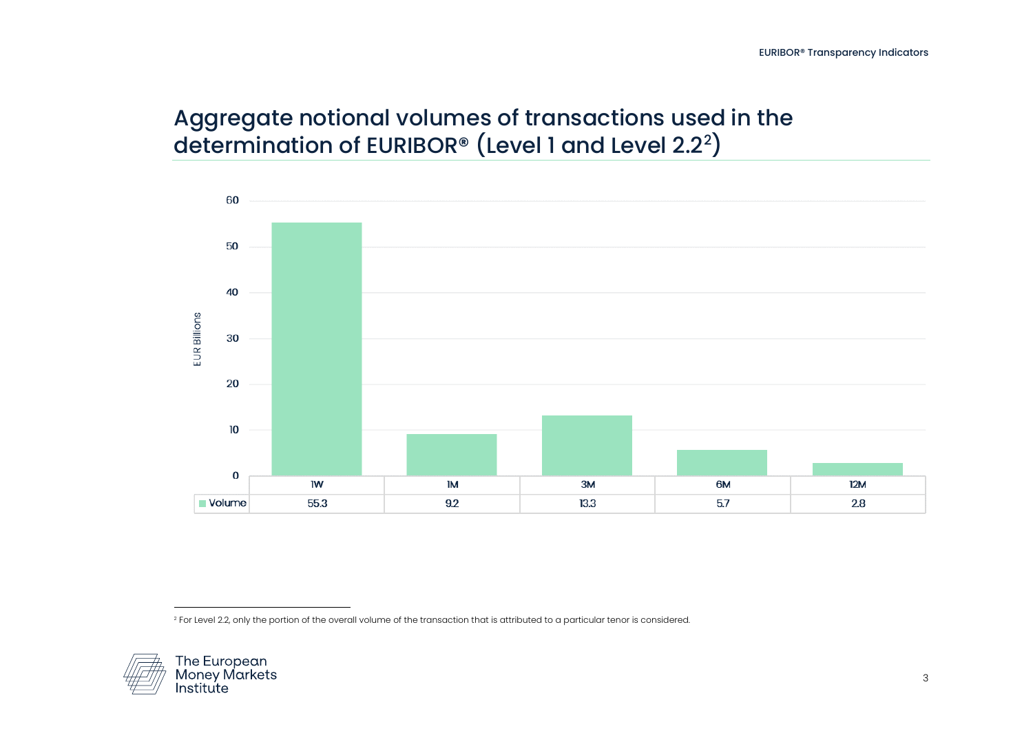## Aggregate notional volumes of transactions used in the determination of EURIBOR® (Level 1 and Level 2.2[2])

EUR Billions

| | 1W | 1M | 3M | 6M | 12M |
|---|---|---|---|---|---|
| Volume | 55.3 | 9.2 | 13.3 | 5.7 | 2.8 |

[2] For Level 2.2, only the portion of the overall volume of the transaction that is attributed to a particular tenor is considered.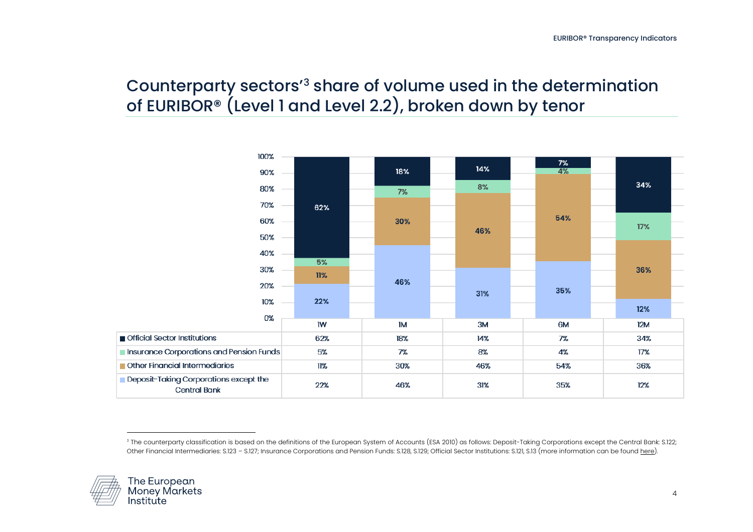# Counterparty sectors'[3] share of volume used in the determination of EURIBOR® (Level 1 and Level 2.2), broken down by tenor

| | 1W | 1M | 3M | 6M | 12M |
|---|---|---|---|---|---|
| Official Sector Institutions | 62% | 18% | 14% | 7% | 34% |
| Insurance Corporations and Pension Funds | 5% | 7% | 8% | 4% | 17% |
| Other Financial Intermediaries | 11% | 30% | 46% | 54% | 36% |
| Deposit-Taking Corporations except the Central Bank | 22% | 46% | 31% | 35% | 12% |

[3] The counterparty classification is based on the definitions of the European System of Accounts (ESA 2010) as follows: Deposit-Taking Corporations except the Central Bank: S.122; Other Financial Intermediaries: S.123 – S.127; Insurance Corporations and Pension Funds: S.128, S.129; Official Sector Institutions: S.121, S.13 (more information can be found here).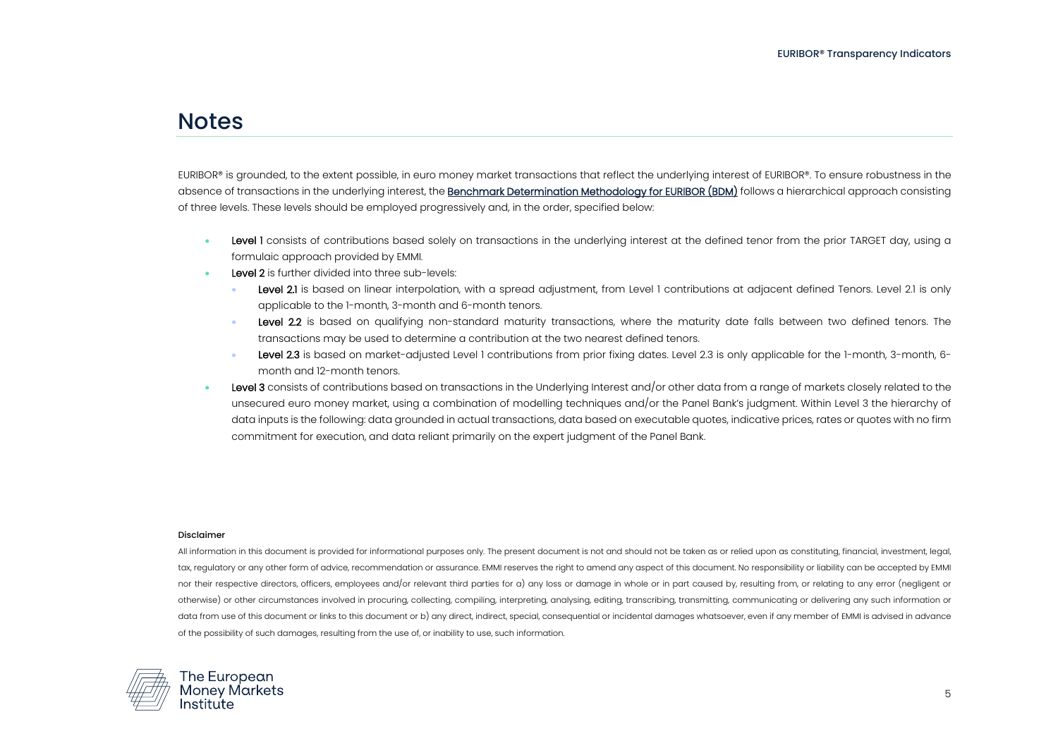## Notes

EURIBOR® is grounded, to the extent possible, in euro money market transactions that reflect the underlying interest of EURIBOR®. To ensure robustness in the absence of transactions in the underlying interest, the **Benchmark Determination Methodology for EURIBOR (BDM)** follows a hierarchical approach consisting of three levels. These levels should be employed progressively and, in the order, specified below:

- **Level 1** consists of contributions based solely on transactions in the underlying interest at the defined tenor from the prior TARGET day, using a formulaic approach provided by EMMI.
- **Level 2** is further divided into three sub-levels:
  - **Level 2.1** is based on linear interpolation, with a spread adjustment, from Level 1 contributions at adjacent defined Tenors. Level 2.1 is only applicable to the 1-month, 3-month and 6-month tenors.
  - **Level 2.2** is based on qualifying non-standard maturity transactions, where the maturity date falls between two defined tenors. The transactions may be used to determine a contribution at the two nearest defined tenors.
  - **Level 2.3** is based on market-adjusted Level 1 contributions from prior fixing dates. Level 2.3 is only applicable for the 1-month, 3-month, 6-month and 12-month tenors.
- **Level 3** consists of contributions based on transactions in the Underlying Interest and/or other data from a range of markets closely related to the unsecured euro money market, using a combination of modelling techniques and/or the Panel Bank's judgment. Within Level 3 the hierarchy of data inputs is the following: data grounded in actual transactions, data based on executable quotes, indicative prices, rates or quotes with no firm commitment for execution, and data reliant primarily on the expert judgment of the Panel Bank.

**Disclaimer**

All information in this document is provided for informational purposes only. The present document is not and should not be taken as or relied upon as constituting, financial, investment, legal, tax, regulatory or any other form of advice, recommendation or assurance. EMMI reserves the right to amend any aspect of this document. No responsibility or liability can be accepted by EMMI nor their respective directors, officers, employees and/or relevant third parties for a) any loss or damage in whole or in part caused by, resulting from, or relating to any error (negligent or otherwise) or other circumstances involved in procuring, collecting, compiling, interpreting, analysing, editing, transcribing, transmitting, communicating or delivering any such information or data from use of this document or links to this document or b) any direct, indirect, special, consequential or incidental damages whatsoever, even if any member of EMMI is advised in advance of the possibility of such damages, resulting from the use of, or inability to use, such information.

The European Money Markets Institute